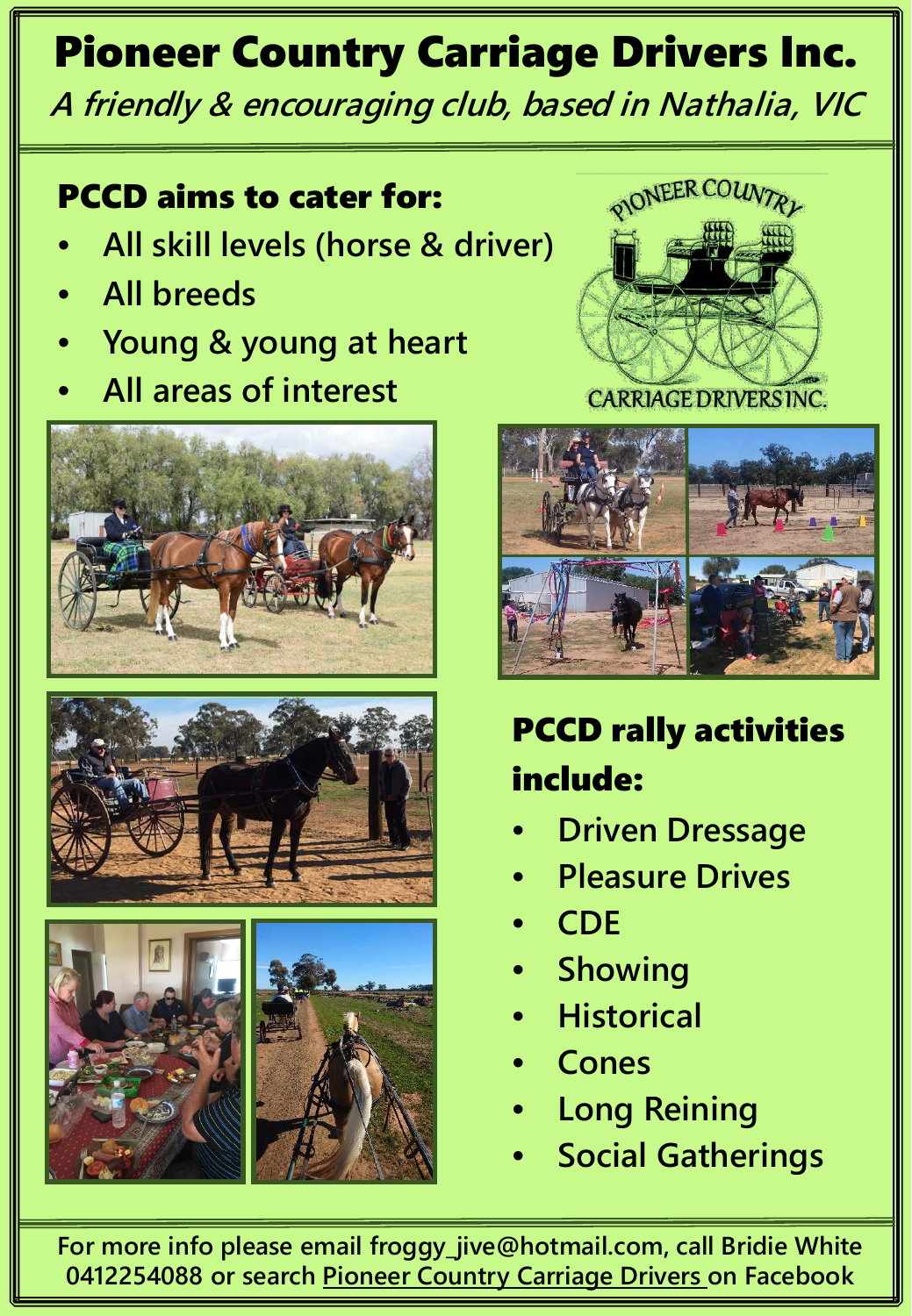# Pioneer Country Carriage Drivers Inc.

*A friendly & encouraging club, based in Nathalia, VIC*

## PCCD aims to cater for:

- All skill levels (horse & driver)
- All breeds
- Young & young at heart
- All areas of interest

## PCCD rally activities include:

- Driven Dressage
- Pleasure Drives
- CDE
- Showing
- Historical
- Cones
- Long Reining
- Social Gatherings

**For more info please email froggy_jive@hotmail.com, call Bridie White 0412254088 or search Pioneer Country Carriage Drivers on Facebook**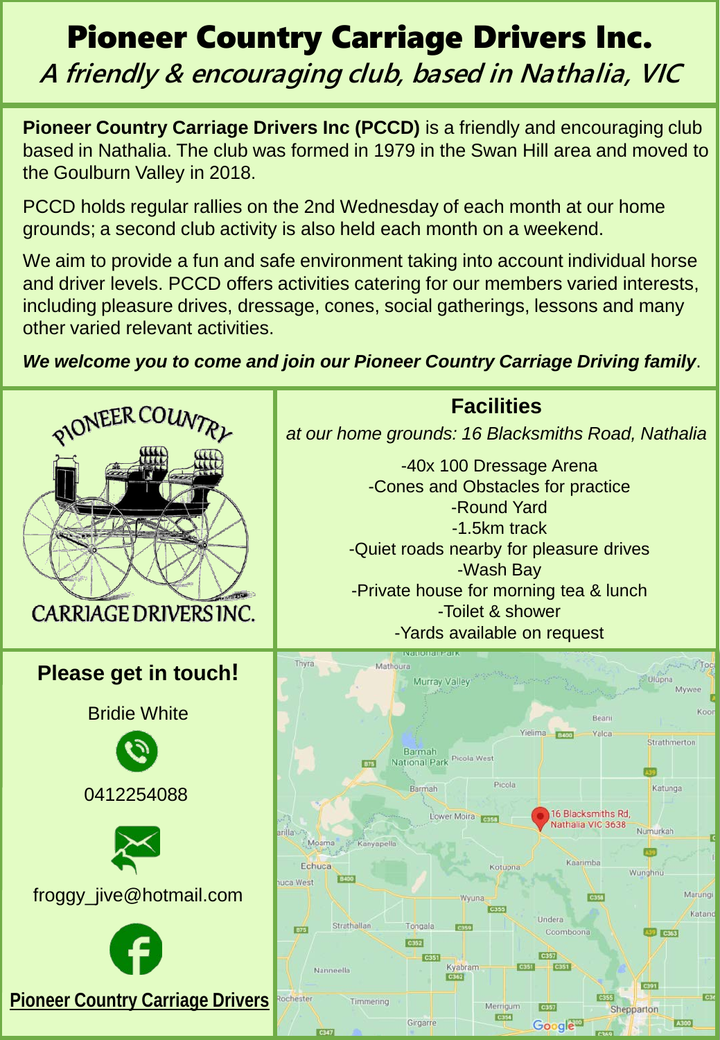# Pioneer Country Carriage Drivers Inc.

*A friendly & encouraging club, based in Nathalia, VIC*

**Pioneer Country Carriage Drivers Inc (PCCD)** is a friendly and encouraging club based in Nathalia. The club was formed in 1979 in the Swan Hill area and moved to the Goulburn Valley in 2018.

PCCD holds regular rallies on the 2nd Wednesday of each month at our home grounds; a second club activity is also held each month on a weekend.

We aim to provide a fun and safe environment taking into account individual horse and driver levels. PCCD offers activities catering for our members varied interests, including pleasure drives, dressage, cones, social gatherings, lessons and many other varied relevant activities.

***We welcome you to come and join our Pioneer Country Carriage Driving family***.

PIONEER COUNTRY
CARRIAGE DRIVERS INC.

## Facilities

*at our home grounds: 16 Blacksmiths Road, Nathalia*

-40x 100 Dressage Arena
-Cones and Obstacles for practice
-Round Yard
-1.5km track
-Quiet roads nearby for pleasure drives
-Wash Bay
-Private house for morning tea & lunch
-Toilet & shower
-Yards available on request

## Please get in touch!

Bridie White

0412254088

froggy_jive@hotmail.com

Pioneer Country Carriage Drivers

16 Blacksmiths Rd, Nathalia VIC 3638